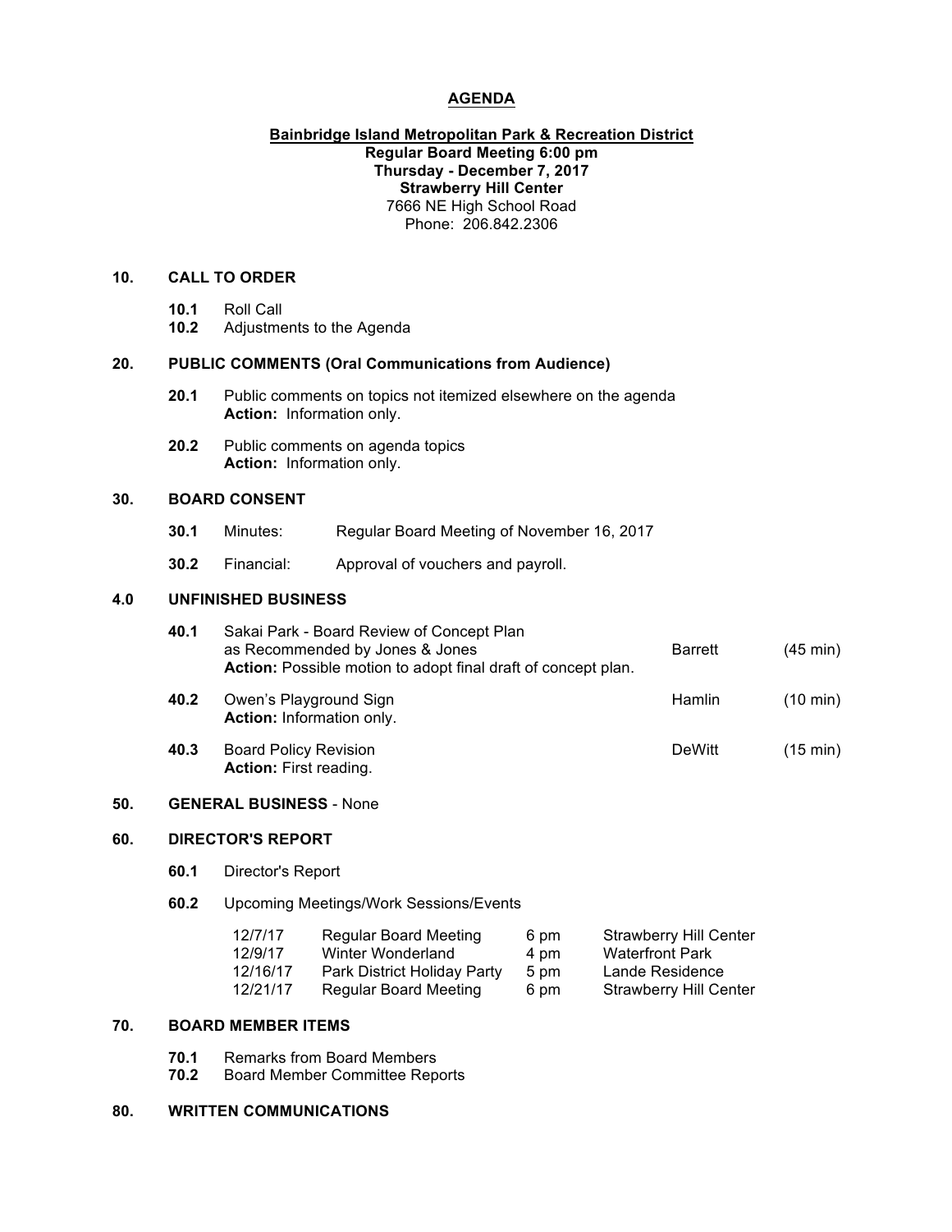# AGENDA

**Bainbridge Island Metropolitan Park & Recreation District**
**Regular Board Meeting 6:00 pm**
**Thursday - December 7, 2017**
**Strawberry Hill Center**
7666 NE High School Road
Phone: 206.842.2306

## 10. CALL TO ORDER

**10.1** Roll Call
**10.2** Adjustments to the Agenda

## 20. PUBLIC COMMENTS (Oral Communications from Audience)

**20.1** Public comments on topics not itemized elsewhere on the agenda
**Action:** Information only.

**20.2** Public comments on agenda topics
**Action:** Information only.

## 30. BOARD CONSENT

**30.1** Minutes: Regular Board Meeting of November 16, 2017

**30.2** Financial: Approval of vouchers and payroll.

## 4.0 UNFINISHED BUSINESS

| | | | |
|---|---|---|---|
| **40.1** | Sakai Park - Board Review of Concept Plan as Recommended by Jones & Jones<br>**Action:** Possible motion to adopt final draft of concept plan. | Barrett | (45 min) |
| **40.2** | Owen's Playground Sign<br>**Action:** Information only. | Hamlin | (10 min) |
| **40.3** | Board Policy Revision<br>**Action:** First reading. | DeWitt | (15 min) |

## 50. GENERAL BUSINESS - None

## 60. DIRECTOR'S REPORT

**60.1** Director's Report

**60.2** Upcoming Meetings/Work Sessions/Events

| | | | |
|---|---|---|---|
| 12/7/17 | Regular Board Meeting | 6 pm | Strawberry Hill Center |
| 12/9/17 | Winter Wonderland | 4 pm | Waterfront Park |
| 12/16/17 | Park District Holiday Party | 5 pm | Lande Residence |
| 12/21/17 | Regular Board Meeting | 6 pm | Strawberry Hill Center |

## 70. BOARD MEMBER ITEMS

**70.1** Remarks from Board Members
**70.2** Board Member Committee Reports

## 80. WRITTEN COMMUNICATIONS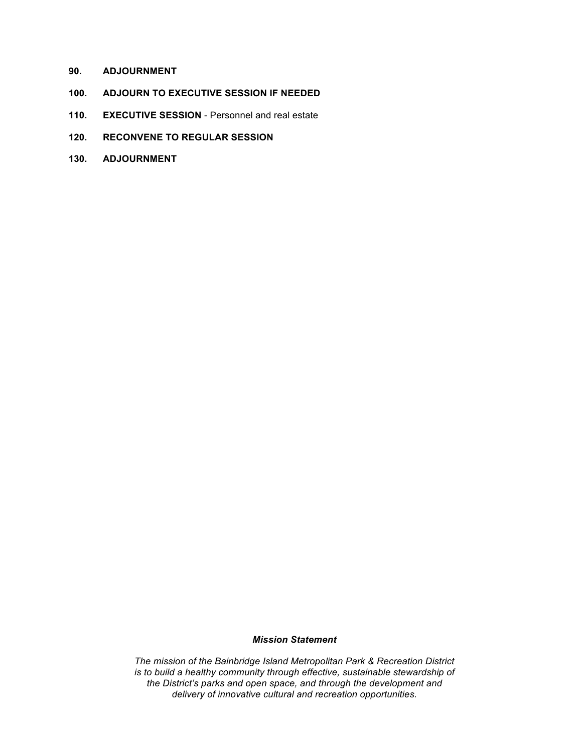**90. ADJOURNMENT**

**100. ADJOURN TO EXECUTIVE SESSION IF NEEDED**

**110. EXECUTIVE SESSION** - Personnel and real estate

**120. RECONVENE TO REGULAR SESSION**

**130. ADJOURNMENT**

***Mission Statement***

*The mission of the Bainbridge Island Metropolitan Park & Recreation District is to build a healthy community through effective, sustainable stewardship of the District's parks and open space, and through the development and delivery of innovative cultural and recreation opportunities.*